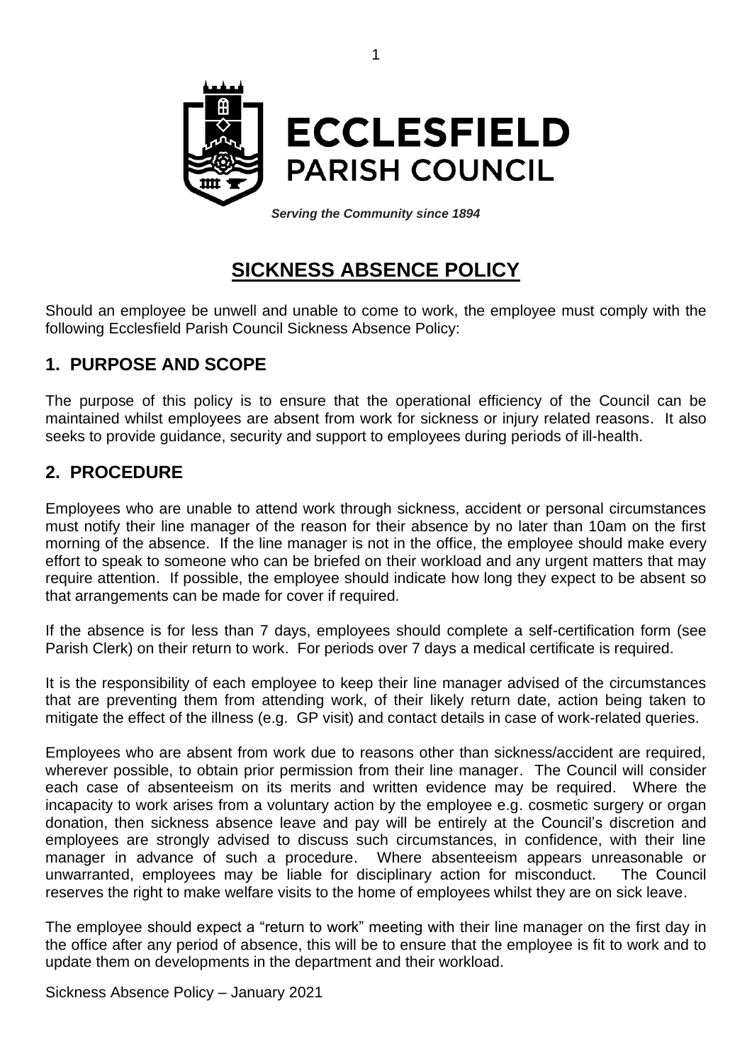**ECCLESFIELD PARISH COUNCIL**

***Serving the Community since 1894***

# SICKNESS ABSENCE POLICY

Should an employee be unwell and unable to come to work, the employee must comply with the following Ecclesfield Parish Council Sickness Absence Policy:

## 1. PURPOSE AND SCOPE

The purpose of this policy is to ensure that the operational efficiency of the Council can be maintained whilst employees are absent from work for sickness or injury related reasons. It also seeks to provide guidance, security and support to employees during periods of ill-health.

## 2. PROCEDURE

Employees who are unable to attend work through sickness, accident or personal circumstances must notify their line manager of the reason for their absence by no later than 10am on the first morning of the absence. If the line manager is not in the office, the employee should make every effort to speak to someone who can be briefed on their workload and any urgent matters that may require attention. If possible, the employee should indicate how long they expect to be absent so that arrangements can be made for cover if required.

If the absence is for less than 7 days, employees should complete a self-certification form (see Parish Clerk) on their return to work. For periods over 7 days a medical certificate is required.

It is the responsibility of each employee to keep their line manager advised of the circumstances that are preventing them from attending work, of their likely return date, action being taken to mitigate the effect of the illness (e.g. GP visit) and contact details in case of work-related queries.

Employees who are absent from work due to reasons other than sickness/accident are required, wherever possible, to obtain prior permission from their line manager. The Council will consider each case of absenteeism on its merits and written evidence may be required. Where the incapacity to work arises from a voluntary action by the employee e.g. cosmetic surgery or organ donation, then sickness absence leave and pay will be entirely at the Council's discretion and employees are strongly advised to discuss such circumstances, in confidence, with their line manager in advance of such a procedure. Where absenteeism appears unreasonable or unwarranted, employees may be liable for disciplinary action for misconduct. The Council reserves the right to make welfare visits to the home of employees whilst they are on sick leave.

The employee should expect a "return to work" meeting with their line manager on the first day in the office after any period of absence, this will be to ensure that the employee is fit to work and to update them on developments in the department and their workload.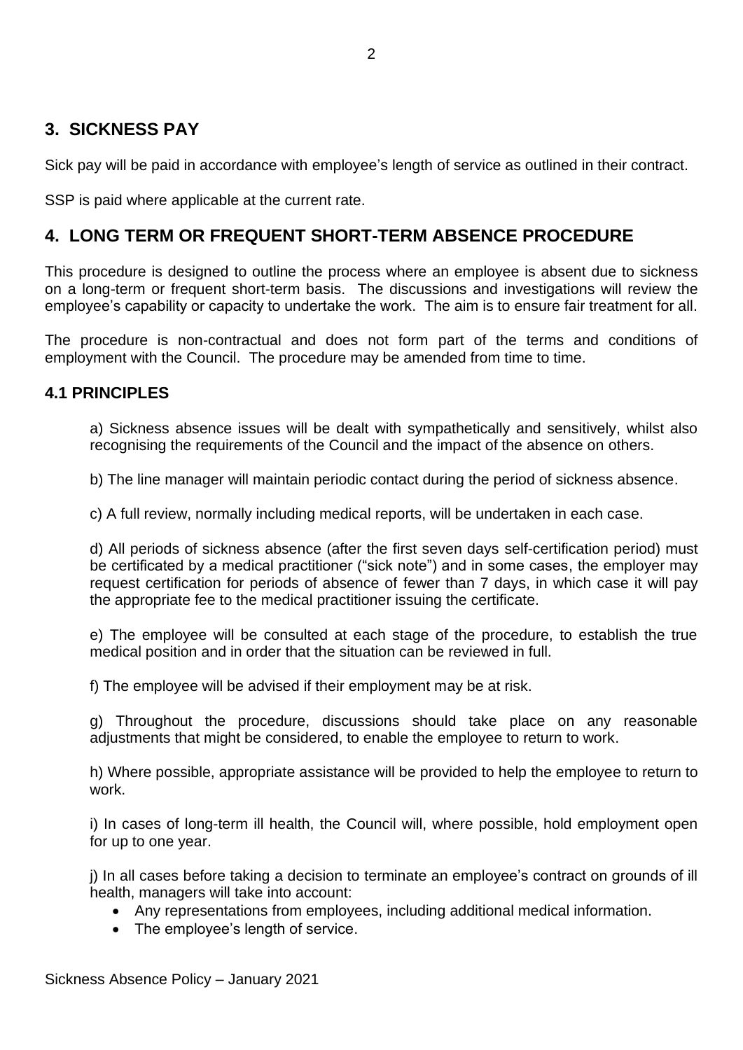## 3. SICKNESS PAY

Sick pay will be paid in accordance with employee's length of service as outlined in their contract.

SSP is paid where applicable at the current rate.

## 4. LONG TERM OR FREQUENT SHORT-TERM ABSENCE PROCEDURE

This procedure is designed to outline the process where an employee is absent due to sickness on a long-term or frequent short-term basis. The discussions and investigations will review the employee's capability or capacity to undertake the work. The aim is to ensure fair treatment for all.

The procedure is non-contractual and does not form part of the terms and conditions of employment with the Council. The procedure may be amended from time to time.

### 4.1 PRINCIPLES

a) Sickness absence issues will be dealt with sympathetically and sensitively, whilst also recognising the requirements of the Council and the impact of the absence on others.

b) The line manager will maintain periodic contact during the period of sickness absence.

c) A full review, normally including medical reports, will be undertaken in each case.

d) All periods of sickness absence (after the first seven days self-certification period) must be certificated by a medical practitioner ("sick note") and in some cases, the employer may request certification for periods of absence of fewer than 7 days, in which case it will pay the appropriate fee to the medical practitioner issuing the certificate.

e) The employee will be consulted at each stage of the procedure, to establish the true medical position and in order that the situation can be reviewed in full.

f) The employee will be advised if their employment may be at risk.

g) Throughout the procedure, discussions should take place on any reasonable adjustments that might be considered, to enable the employee to return to work.

h) Where possible, appropriate assistance will be provided to help the employee to return to work.

i) In cases of long-term ill health, the Council will, where possible, hold employment open for up to one year.

j) In all cases before taking a decision to terminate an employee's contract on grounds of ill health, managers will take into account:

- Any representations from employees, including additional medical information.
- The employee's length of service.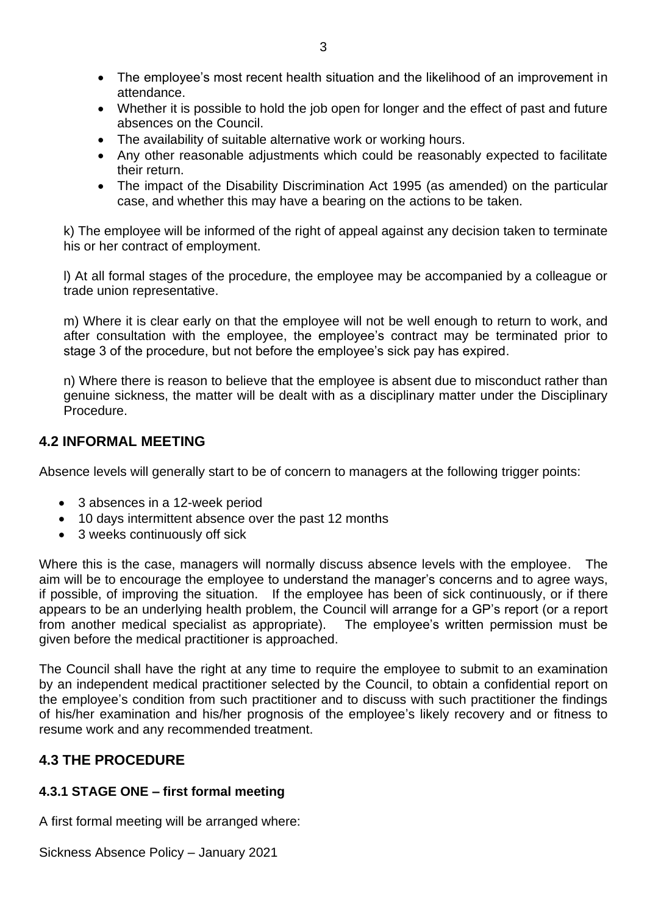- The employee's most recent health situation and the likelihood of an improvement in attendance.
- Whether it is possible to hold the job open for longer and the effect of past and future absences on the Council.
- The availability of suitable alternative work or working hours.
- Any other reasonable adjustments which could be reasonably expected to facilitate their return.
- The impact of the Disability Discrimination Act 1995 (as amended) on the particular case, and whether this may have a bearing on the actions to be taken.

k) The employee will be informed of the right of appeal against any decision taken to terminate his or her contract of employment.

l) At all formal stages of the procedure, the employee may be accompanied by a colleague or trade union representative.

m) Where it is clear early on that the employee will not be well enough to return to work, and after consultation with the employee, the employee's contract may be terminated prior to stage 3 of the procedure, but not before the employee's sick pay has expired.

n) Where there is reason to believe that the employee is absent due to misconduct rather than genuine sickness, the matter will be dealt with as a disciplinary matter under the Disciplinary Procedure.

## 4.2 INFORMAL MEETING

Absence levels will generally start to be of concern to managers at the following trigger points:

- 3 absences in a 12-week period
- 10 days intermittent absence over the past 12 months
- 3 weeks continuously off sick

Where this is the case, managers will normally discuss absence levels with the employee. The aim will be to encourage the employee to understand the manager's concerns and to agree ways, if possible, of improving the situation. If the employee has been of sick continuously, or if there appears to be an underlying health problem, the Council will arrange for a GP's report (or a report from another medical specialist as appropriate). The employee's written permission must be given before the medical practitioner is approached.

The Council shall have the right at any time to require the employee to submit to an examination by an independent medical practitioner selected by the Council, to obtain a confidential report on the employee's condition from such practitioner and to discuss with such practitioner the findings of his/her examination and his/her prognosis of the employee's likely recovery and or fitness to resume work and any recommended treatment.

## 4.3 THE PROCEDURE

### 4.3.1 STAGE ONE – first formal meeting

A first formal meeting will be arranged where:

Sickness Absence Policy – January 2021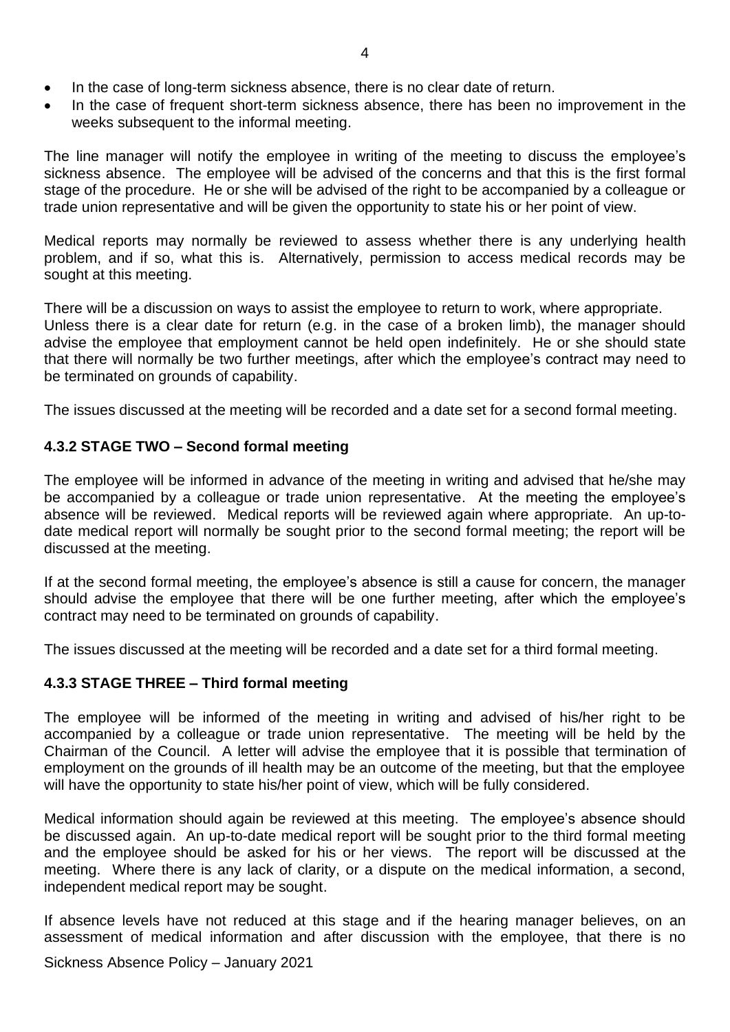- In the case of long-term sickness absence, there is no clear date of return.
- In the case of frequent short-term sickness absence, there has been no improvement in the weeks subsequent to the informal meeting.

The line manager will notify the employee in writing of the meeting to discuss the employee's sickness absence. The employee will be advised of the concerns and that this is the first formal stage of the procedure. He or she will be advised of the right to be accompanied by a colleague or trade union representative and will be given the opportunity to state his or her point of view.

Medical reports may normally be reviewed to assess whether there is any underlying health problem, and if so, what this is. Alternatively, permission to access medical records may be sought at this meeting.

There will be a discussion on ways to assist the employee to return to work, where appropriate. Unless there is a clear date for return (e.g. in the case of a broken limb), the manager should advise the employee that employment cannot be held open indefinitely. He or she should state that there will normally be two further meetings, after which the employee's contract may need to be terminated on grounds of capability.

The issues discussed at the meeting will be recorded and a date set for a second formal meeting.

### 4.3.2 STAGE TWO – Second formal meeting

The employee will be informed in advance of the meeting in writing and advised that he/she may be accompanied by a colleague or trade union representative. At the meeting the employee's absence will be reviewed. Medical reports will be reviewed again where appropriate. An up-to-date medical report will normally be sought prior to the second formal meeting; the report will be discussed at the meeting.

If at the second formal meeting, the employee's absence is still a cause for concern, the manager should advise the employee that there will be one further meeting, after which the employee's contract may need to be terminated on grounds of capability.

The issues discussed at the meeting will be recorded and a date set for a third formal meeting.

### 4.3.3 STAGE THREE – Third formal meeting

The employee will be informed of the meeting in writing and advised of his/her right to be accompanied by a colleague or trade union representative. The meeting will be held by the Chairman of the Council. A letter will advise the employee that it is possible that termination of employment on the grounds of ill health may be an outcome of the meeting, but that the employee will have the opportunity to state his/her point of view, which will be fully considered.

Medical information should again be reviewed at this meeting. The employee's absence should be discussed again. An up-to-date medical report will be sought prior to the third formal meeting and the employee should be asked for his or her views. The report will be discussed at the meeting. Where there is any lack of clarity, or a dispute on the medical information, a second, independent medical report may be sought.

If absence levels have not reduced at this stage and if the hearing manager believes, on an assessment of medical information and after discussion with the employee, that there is no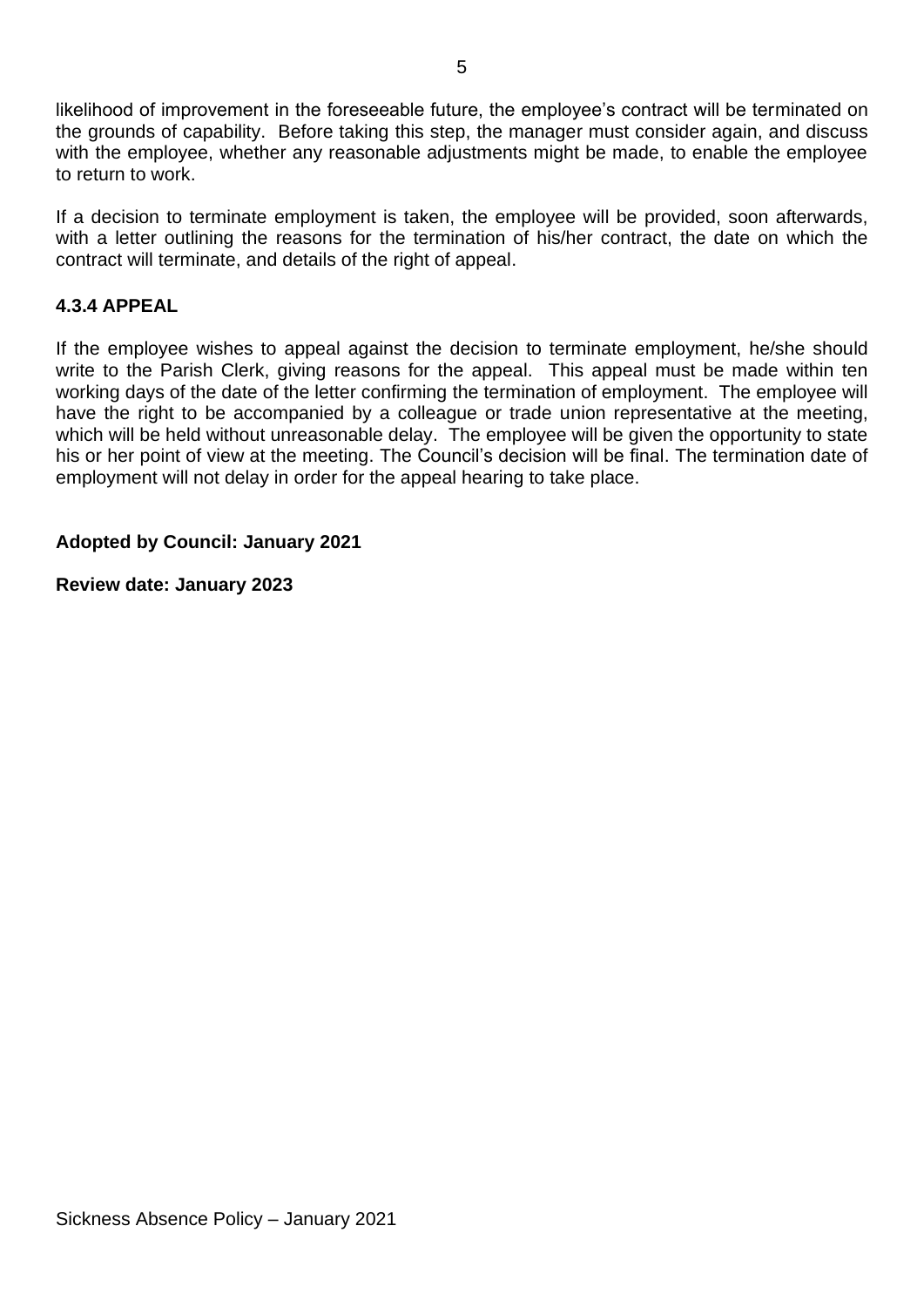likelihood of improvement in the foreseeable future, the employee's contract will be terminated on the grounds of capability. Before taking this step, the manager must consider again, and discuss with the employee, whether any reasonable adjustments might be made, to enable the employee to return to work.

If a decision to terminate employment is taken, the employee will be provided, soon afterwards, with a letter outlining the reasons for the termination of his/her contract, the date on which the contract will terminate, and details of the right of appeal.

#### 4.3.4 APPEAL

If the employee wishes to appeal against the decision to terminate employment, he/she should write to the Parish Clerk, giving reasons for the appeal. This appeal must be made within ten working days of the date of the letter confirming the termination of employment. The employee will have the right to be accompanied by a colleague or trade union representative at the meeting, which will be held without unreasonable delay. The employee will be given the opportunity to state his or her point of view at the meeting. The Council's decision will be final. The termination date of employment will not delay in order for the appeal hearing to take place.

**Adopted by Council: January 2021**

**Review date: January 2023**